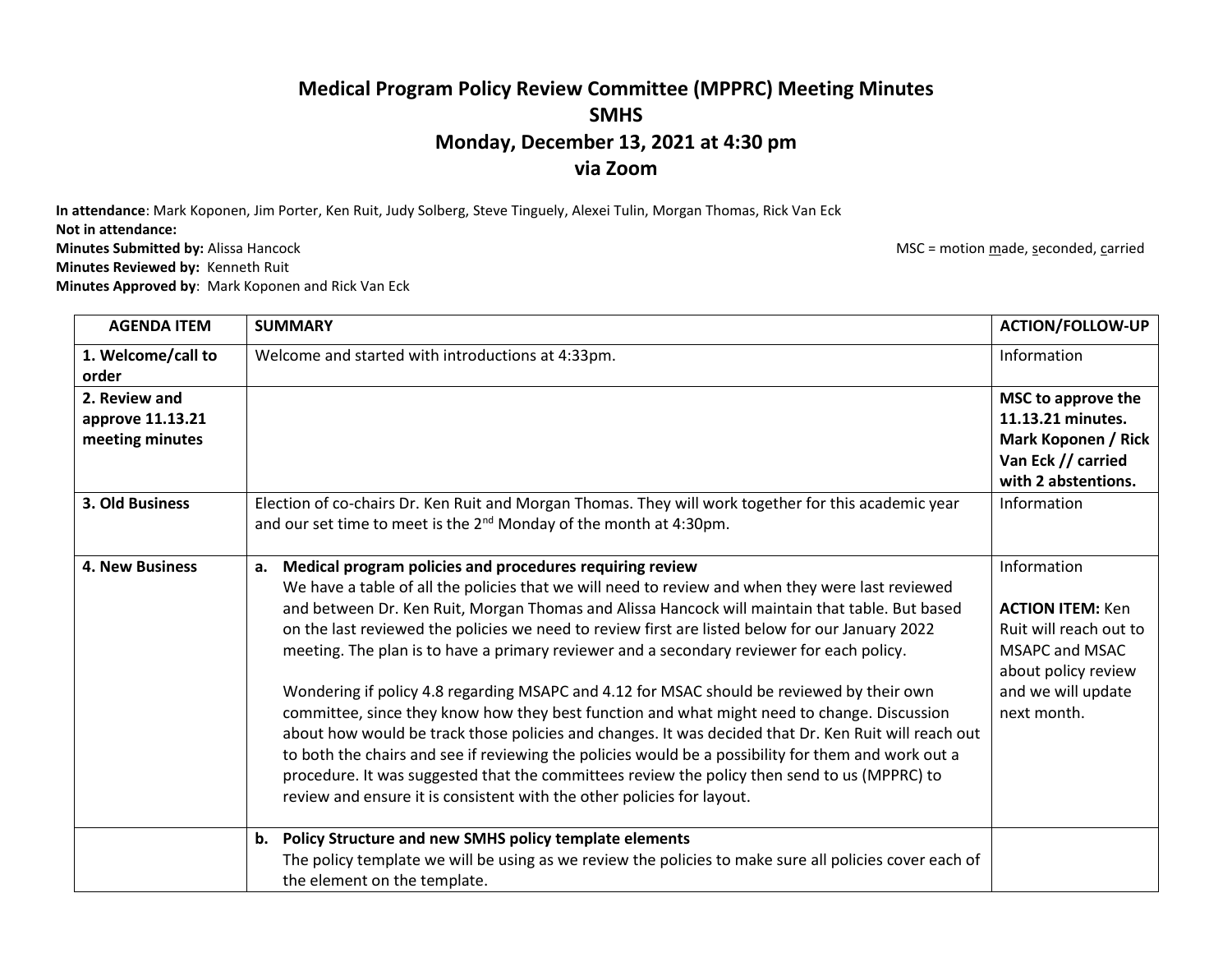# Medical Program Policy Review Committee (MPPRC) Meeting Minutes
## SMHS
## Monday, December 13, 2021 at 4:30 pm
## via Zoom

**In attendance**: Mark Koponen, Jim Porter, Ken Ruit, Judy Solberg, Steve Tinguely, Alexei Tulin, Morgan Thomas, Rick Van Eck
**Not in attendance:**
**Minutes Submitted by:** Alissa Hancock
**Minutes Reviewed by:** Kenneth Ruit
**Minutes Approved by**: Mark Koponen and Rick Van Eck

MSC = motion made, seconded, carried

| AGENDA ITEM | SUMMARY | ACTION/FOLLOW-UP |
|---|---|---|
| 1. Welcome/call to order | Welcome and started with introductions at 4:33pm. | Information |
| 2. Review and approve 11.13.21 meeting minutes | | **MSC to approve the 11.13.21 minutes. Mark Koponen / Rick Van Eck // carried with 2 abstentions.** |
| 3. Old Business | Election of co-chairs Dr. Ken Ruit and Morgan Thomas. They will work together for this academic year and our set time to meet is the 2nd Monday of the month at 4:30pm. | Information |
| 4. New Business | **a. Medical program policies and procedures requiring review** We have a table of all the policies that we will need to review and when they were last reviewed and between Dr. Ken Ruit, Morgan Thomas and Alissa Hancock will maintain that table. But based on the last reviewed the policies we need to review first are listed below for our January 2022 meeting. The plan is to have a primary reviewer and a secondary reviewer for each policy.<br><br>Wondering if policy 4.8 regarding MSAPC and 4.12 for MSAC should be reviewed by their own committee, since they know how they best function and what might need to change. Discussion about how would be track those policies and changes. It was decided that Dr. Ken Ruit will reach out to both the chairs and see if reviewing the policies would be a possibility for them and work out a procedure. It was suggested that the committees review the policy then send to us (MPPRC) to review and ensure it is consistent with the other policies for layout. | Information<br><br>**ACTION ITEM:** Ken Ruit will reach out to MSAPC and MSAC about policy review and we will update next month. |
| | **b. Policy Structure and new SMHS policy template elements** The policy template we will be using as we review the policies to make sure all policies cover each of the element on the template. | |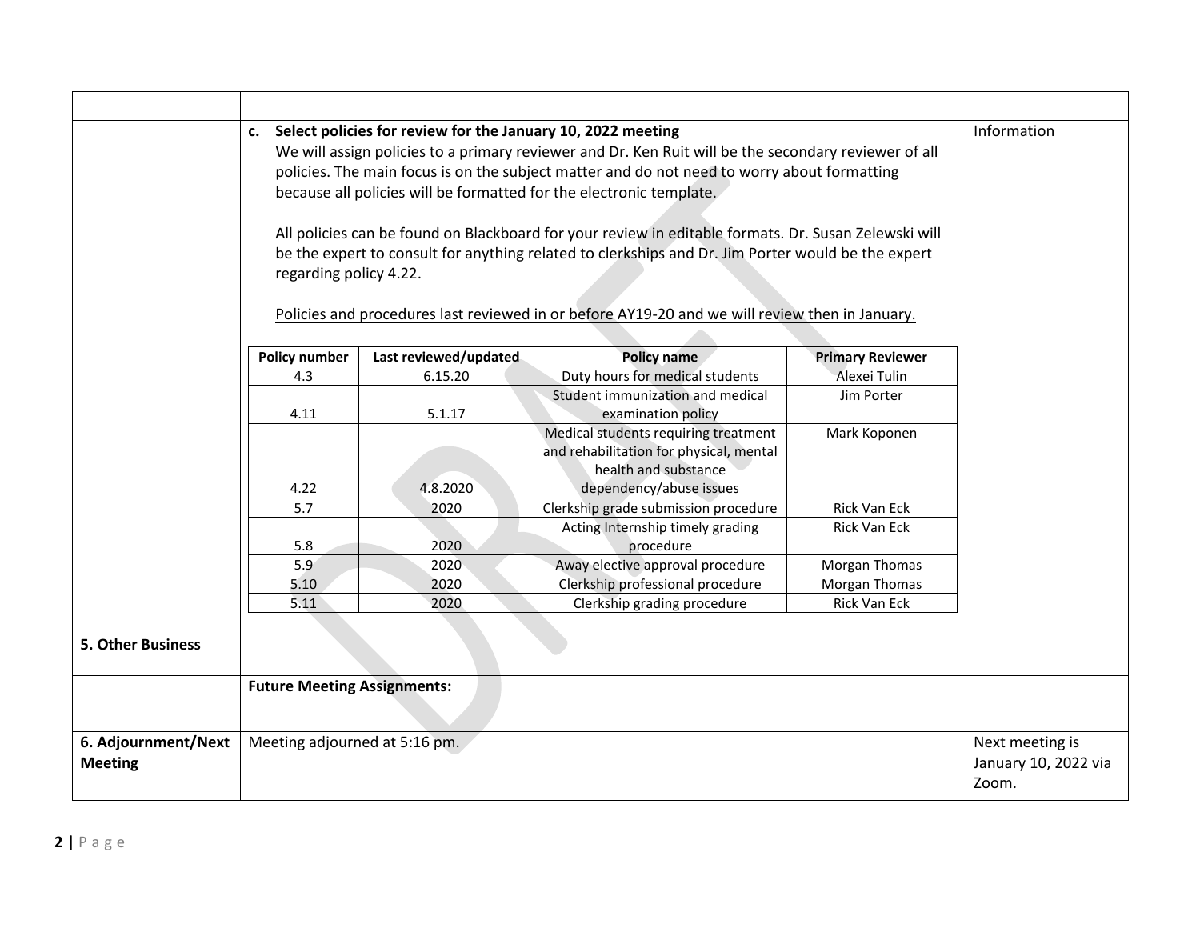| | | |
|---|---|---|
| | **c. Select policies for review for the January 10, 2022 meeting**<br>We will assign policies to a primary reviewer and Dr. Ken Ruit will be the secondary reviewer of all policies. The main focus is on the subject matter and do not need to worry about formatting because all policies will be formatted for the electronic template.<br><br>All policies can be found on Blackboard for your review in editable formats. Dr. Susan Zelewski will be the expert to consult for anything related to clerkships and Dr. Jim Porter would be the expert regarding policy 4.22.<br><br>Policies and procedures last reviewed in or before AY19-20 and we will review then in January. | Information |
| **5. Other Business** | | |
| | **Future Meeting Assignments:** | |
| **6. Adjournment/Next Meeting** | Meeting adjourned at 5:16 pm. | Next meeting is January 10, 2022 via Zoom. |

| Policy number | Last reviewed/updated | Policy name | Primary Reviewer |
|---|---|---|---|
| 4.3 | 6.15.20 | Duty hours for medical students | Alexei Tulin |
| 4.11 | 5.1.17 | Student immunization and medical examination policy | Jim Porter |
| 4.22 | 4.8.2020 | Medical students requiring treatment and rehabilitation for physical, mental health and substance dependency/abuse issues | Mark Koponen |
| 5.7 | 2020 | Clerkship grade submission procedure | Rick Van Eck |
| 5.8 | 2020 | Acting Internship timely grading procedure | Rick Van Eck |
| 5.9 | 2020 | Away elective approval procedure | Morgan Thomas |
| 5.10 | 2020 | Clerkship professional procedure | Morgan Thomas |
| 5.11 | 2020 | Clerkship grading procedure | Rick Van Eck |